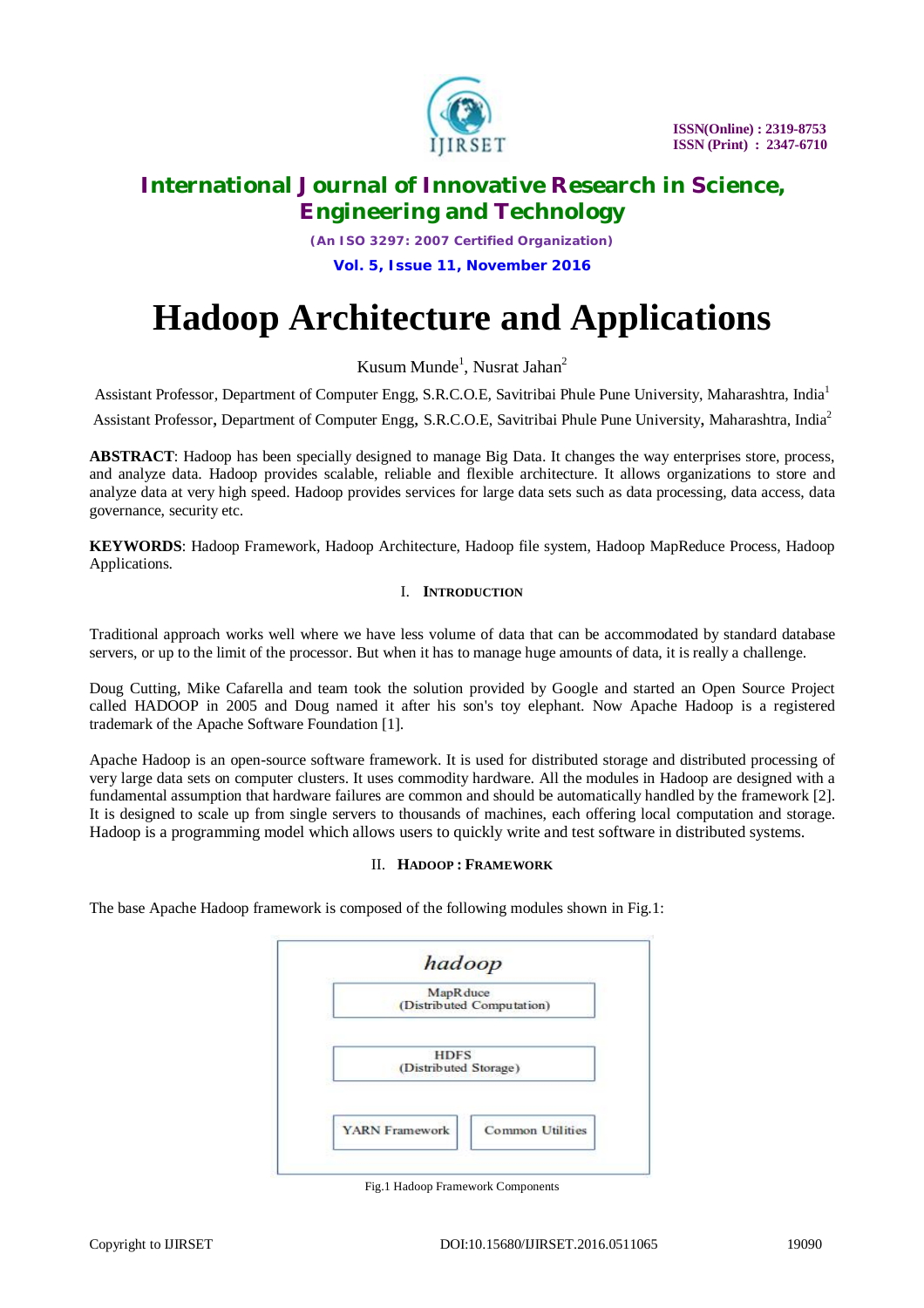# International Journal of Innovative Research in Science, Engineering and Technology

*(An ISO 3297: 2007 Certified Organization)*

**Vol. 5, Issue 11, November 2016**

# Hadoop Architecture and Applications

Kusum Munde[1], Nusrat Jahan[2]

Assistant Professor, Department of Computer Engg, S.R.C.O.E, Savitribai Phule Pune University, Maharashtra, India[1]

Assistant Professor, Department of Computer Engg, S.R.C.O.E, Savitribai Phule Pune University, Maharashtra, India[2]

**ABSTRACT**: Hadoop has been specially designed to manage Big Data. It changes the way enterprises store, process, and analyze data. Hadoop provides scalable, reliable and flexible architecture. It allows organizations to store and analyze data at very high speed. Hadoop provides services for large data sets such as data processing, data access, data governance, security etc.

**KEYWORDS**: Hadoop Framework, Hadoop Architecture, Hadoop file system, Hadoop MapReduce Process, Hadoop Applications.

## I. Introduction

Traditional approach works well where we have less volume of data that can be accommodated by standard database servers, or up to the limit of the processor. But when it has to manage huge amounts of data, it is really a challenge.

Doug Cutting, Mike Cafarella and team took the solution provided by Google and started an Open Source Project called HADOOP in 2005 and Doug named it after his son's toy elephant. Now Apache Hadoop is a registered trademark of the Apache Software Foundation [1].

Apache Hadoop is an open-source software framework. It is used for distributed storage and distributed processing of very large data sets on computer clusters. It uses commodity hardware. All the modules in Hadoop are designed with a fundamental assumption that hardware failures are common and should be automatically handled by the framework [2]. It is designed to scale up from single servers to thousands of machines, each offering local computation and storage. Hadoop is a programming model which allows users to quickly write and test software in distributed systems.

## II. Hadoop : Framework

The base Apache Hadoop framework is composed of the following modules shown in Fig.1:

*hadoop*

MapRduce (Distributed Computation)

HDFS (Distributed Storage)

YARN Framework | Common Utilities

Fig.1 Hadoop Framework Components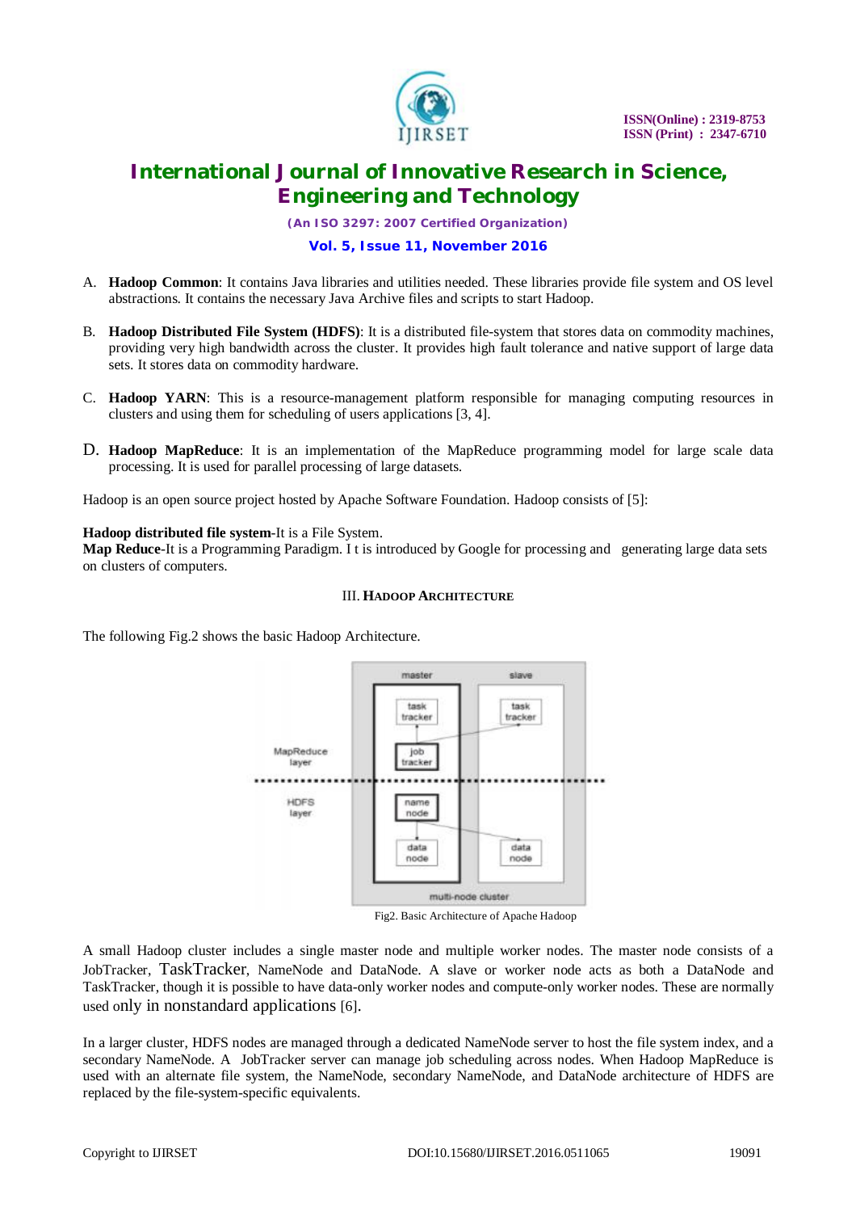A. **Hadoop Common**: It contains Java libraries and utilities needed. These libraries provide file system and OS level abstractions. It contains the necessary Java Archive files and scripts to start Hadoop.

B. **Hadoop Distributed File System (HDFS)**: It is a distributed file-system that stores data on commodity machines, providing very high bandwidth across the cluster. It provides high fault tolerance and native support of large data sets. It stores data on commodity hardware.

C. **Hadoop YARN**: This is a resource-management platform responsible for managing computing resources in clusters and using them for scheduling of users applications [3, 4].

D. **Hadoop MapReduce**: It is an implementation of the MapReduce programming model for large scale data processing. It is used for parallel processing of large datasets.

Hadoop is an open source project hosted by Apache Software Foundation. Hadoop consists of [5]:

**Hadoop distributed file system**-It is a File System.
**Map Reduce**-It is a Programming Paradigm. I t is introduced by Google for processing and generating large data sets on clusters of computers.

## III. Hadoop Architecture

The following Fig.2 shows the basic Hadoop Architecture.

Fig2. Basic Architecture of Apache Hadoop

A small Hadoop cluster includes a single master node and multiple worker nodes. The master node consists of a JobTracker, TaskTracker, NameNode and DataNode. A slave or worker node acts as both a DataNode and TaskTracker, though it is possible to have data-only worker nodes and compute-only worker nodes. These are normally used only in nonstandard applications [6].

In a larger cluster, HDFS nodes are managed through a dedicated NameNode server to host the file system index, and a secondary NameNode. A JobTracker server can manage job scheduling across nodes. When Hadoop MapReduce is used with an alternate file system, the NameNode, secondary NameNode, and DataNode architecture of HDFS are replaced by the file-system-specific equivalents.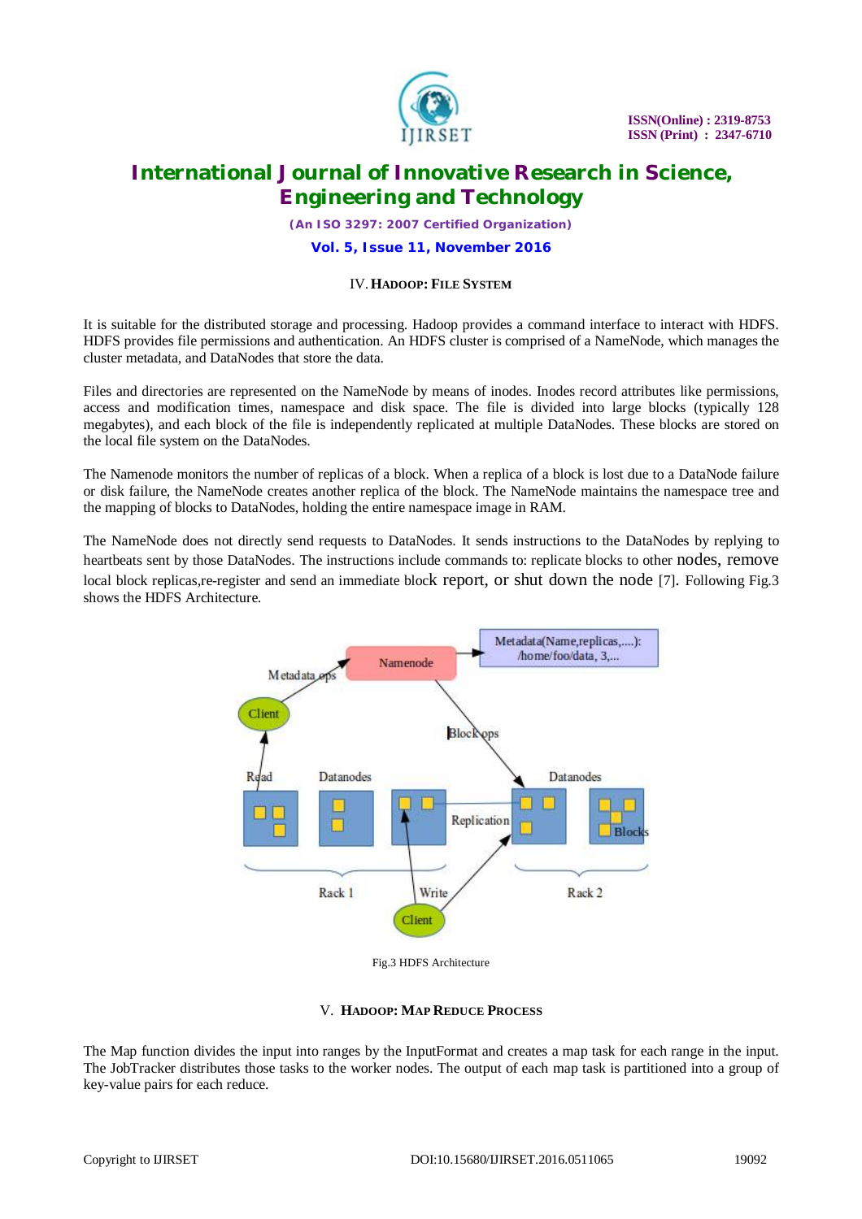## IV. Hadoop: File System

It is suitable for the distributed storage and processing. Hadoop provides a command interface to interact with HDFS. HDFS provides file permissions and authentication. An HDFS cluster is comprised of a NameNode, which manages the cluster metadata, and DataNodes that store the data.

Files and directories are represented on the NameNode by means of inodes. Inodes record attributes like permissions, access and modification times, namespace and disk space. The file is divided into large blocks (typically 128 megabytes), and each block of the file is independently replicated at multiple DataNodes. These blocks are stored on the local file system on the DataNodes.

The Namenode monitors the number of replicas of a block. When a replica of a block is lost due to a DataNode failure or disk failure, the NameNode creates another replica of the block. The NameNode maintains the namespace tree and the mapping of blocks to DataNodes, holding the entire namespace image in RAM.

The NameNode does not directly send requests to DataNodes. It sends instructions to the DataNodes by replying to heartbeats sent by those DataNodes. The instructions include commands to: replicate blocks to other nodes, remove local block replicas,re-register and send an immediate block report, or shut down the node [7]. Following Fig.3 shows the HDFS Architecture.

Fig.3 HDFS Architecture

## V. Hadoop: Map Reduce Process

The Map function divides the input into ranges by the InputFormat and creates a map task for each range in the input. The JobTracker distributes those tasks to the worker nodes. The output of each map task is partitioned into a group of key-value pairs for each reduce.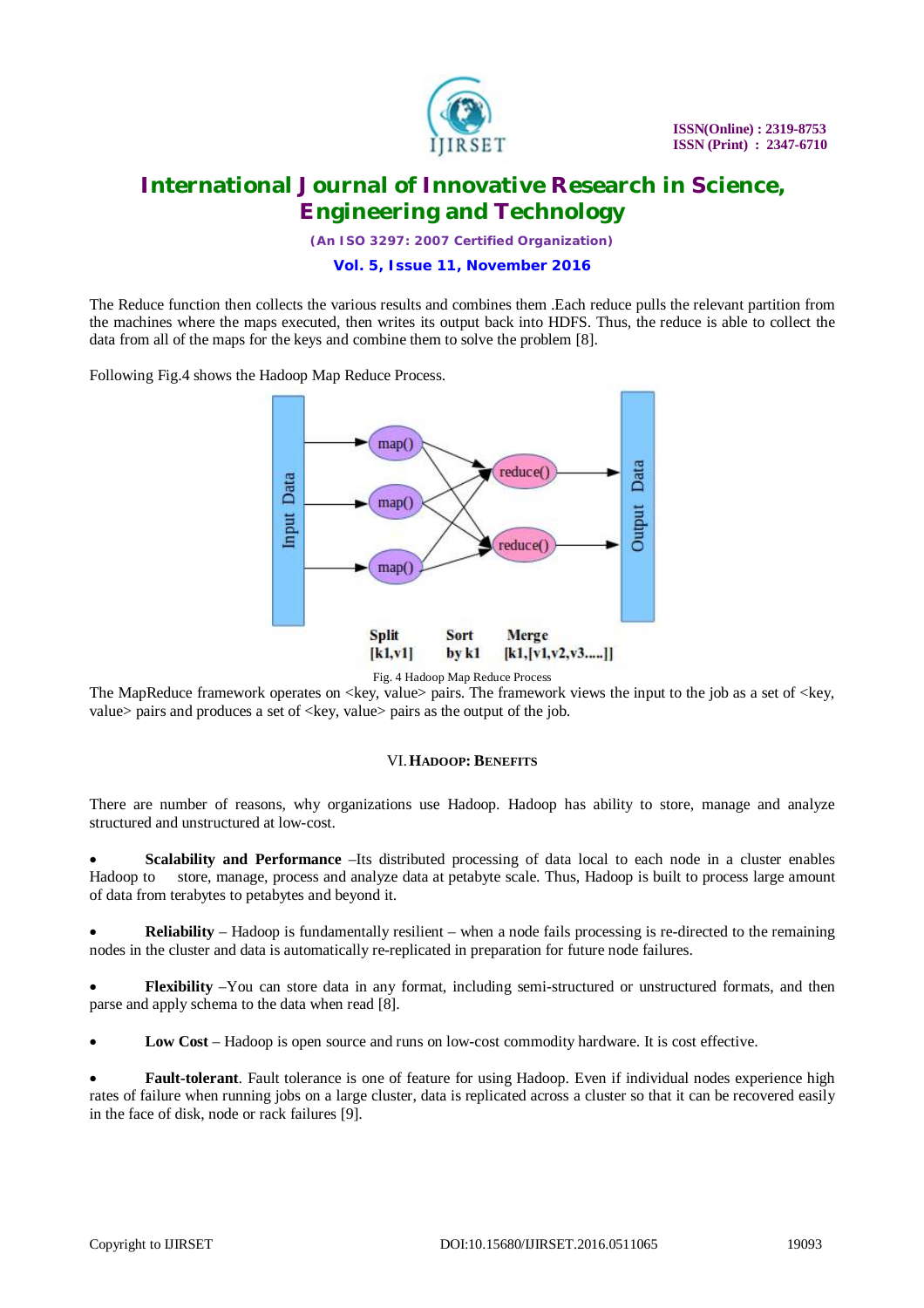The Reduce function then collects the various results and combines them .Each reduce pulls the relevant partition from the machines where the maps executed, then writes its output back into HDFS. Thus, the reduce is able to collect the data from all of the maps for the keys and combine them to solve the problem [8].

Following Fig.4 shows the Hadoop Map Reduce Process.

Fig. 4 Hadoop Map Reduce Process

The MapReduce framework operates on <key, value> pairs. The framework views the input to the job as a set of <key, value> pairs and produces a set of <key, value> pairs as the output of the job.

## VI. HADOOP: BENEFITS

There are number of reasons, why organizations use Hadoop. Hadoop has ability to store, manage and analyze structured and unstructured at low-cost.

- **Scalability and Performance** –Its distributed processing of data local to each node in a cluster enables Hadoop to store, manage, process and analyze data at petabyte scale. Thus, Hadoop is built to process large amount of data from terabytes to petabytes and beyond it.

- **Reliability** – Hadoop is fundamentally resilient – when a node fails processing is re-directed to the remaining nodes in the cluster and data is automatically re-replicated in preparation for future node failures.

- **Flexibility** –You can store data in any format, including semi-structured or unstructured formats, and then parse and apply schema to the data when read [8].

- **Low Cost** – Hadoop is open source and runs on low-cost commodity hardware. It is cost effective.

- **Fault-tolerant**. Fault tolerance is one of feature for using Hadoop. Even if individual nodes experience high rates of failure when running jobs on a large cluster, data is replicated across a cluster so that it can be recovered easily in the face of disk, node or rack failures [9].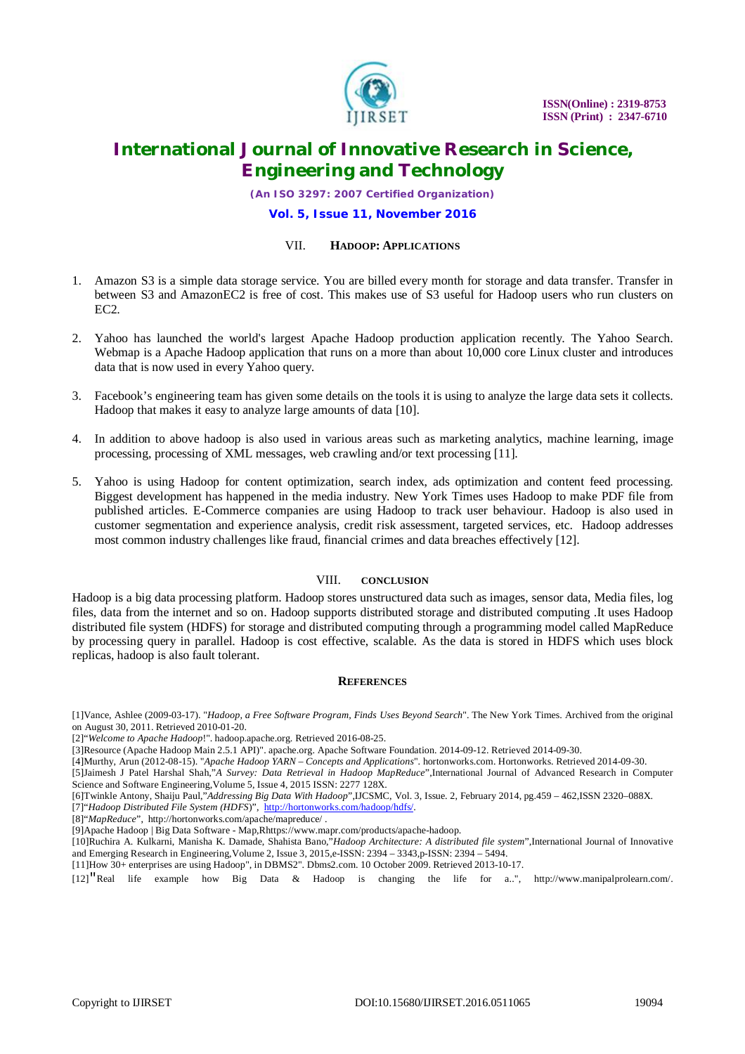## VII. HADOOP: APPLICATIONS

1. Amazon S3 is a simple data storage service. You are billed every month for storage and data transfer. Transfer in between S3 and AmazonEC2 is free of cost. This makes use of S3 useful for Hadoop users who run clusters on EC2.

2. Yahoo has launched the world's largest Apache Hadoop production application recently. The Yahoo Search. Webmap is a Apache Hadoop application that runs on a more than about 10,000 core Linux cluster and introduces data that is now used in every Yahoo query.

3. Facebook's engineering team has given some details on the tools it is using to analyze the large data sets it collects. Hadoop that makes it easy to analyze large amounts of data [10].

4. In addition to above hadoop is also used in various areas such as marketing analytics, machine learning, image processing, processing of XML messages, web crawling and/or text processing [11].

5. Yahoo is using Hadoop for content optimization, search index, ads optimization and content feed processing. Biggest development has happened in the media industry. New York Times uses Hadoop to make PDF file from published articles. E-Commerce companies are using Hadoop to track user behaviour. Hadoop is also used in customer segmentation and experience analysis, credit risk assessment, targeted services, etc. Hadoop addresses most common industry challenges like fraud, financial crimes and data breaches effectively [12].

## VIII. CONCLUSION

Hadoop is a big data processing platform. Hadoop stores unstructured data such as images, sensor data, Media files, log files, data from the internet and so on. Hadoop supports distributed storage and distributed computing .It uses Hadoop distributed file system (HDFS) for storage and distributed computing through a programming model called MapReduce by processing query in parallel. Hadoop is cost effective, scalable. As the data is stored in HDFS which uses block replicas, hadoop is also fault tolerant.

## REFERENCES

[1]Vance, Ashlee (2009-03-17). "*Hadoop, a Free Software Program, Finds Uses Beyond Search*". The New York Times. Archived from the original on August 30, 2011. Retrieved 2010-01-20.

[2]"*Welcome to Apache Hadoop*!". hadoop.apache.org. Retrieved 2016-08-25.

[3]Resource (Apache Hadoop Main 2.5.1 API)". apache.org. Apache Software Foundation. 2014-09-12. Retrieved 2014-09-30.

[4]Murthy, Arun (2012-08-15). "*Apache Hadoop YARN – Concepts and Applications*". hortonworks.com. Hortonworks. Retrieved 2014-09-30.

[5]Jaimesh J Patel Harshal Shah,"*A Survey: Data Retrieval in Hadoop MapReduce*",International Journal of Advanced Research in Computer Science and Software Engineering,Volume 5, Issue 4, 2015 ISSN: 2277 128X.

[6]Twinkle Antony, Shaiju Paul,"*Addressing Big Data With Hadoop*",IJCSMC, Vol. 3, Issue. 2, February 2014, pg.459 – 462,ISSN 2320–088X.

[7]"*Hadoop Distributed File System (HDFS)*", http://hortonworks.com/hadoop/hdfs/.

[8]"*MapReduce*", http://hortonworks.com/apache/mapreduce/ .

[9]Apache Hadoop | Big Data Software - Map,Rhttps://www.mapr.com/products/apache-hadoop.

[10]Ruchira A. Kulkarni, Manisha K. Damade, Shahista Bano,"*Hadoop Architecture: A distributed file system*",International Journal of Innovative and Emerging Research in Engineering,Volume 2, Issue 3, 2015,e-ISSN: 2394 – 3343,p-ISSN: 2394 – 5494.

[11]How 30+ enterprises are using Hadoop", in DBMS2". Dbms2.com. 10 October 2009. Retrieved 2013-10-17.

[12]"Real life example how Big Data & Hadoop is changing the life for a..", http://www.manipalprolearn.com/.